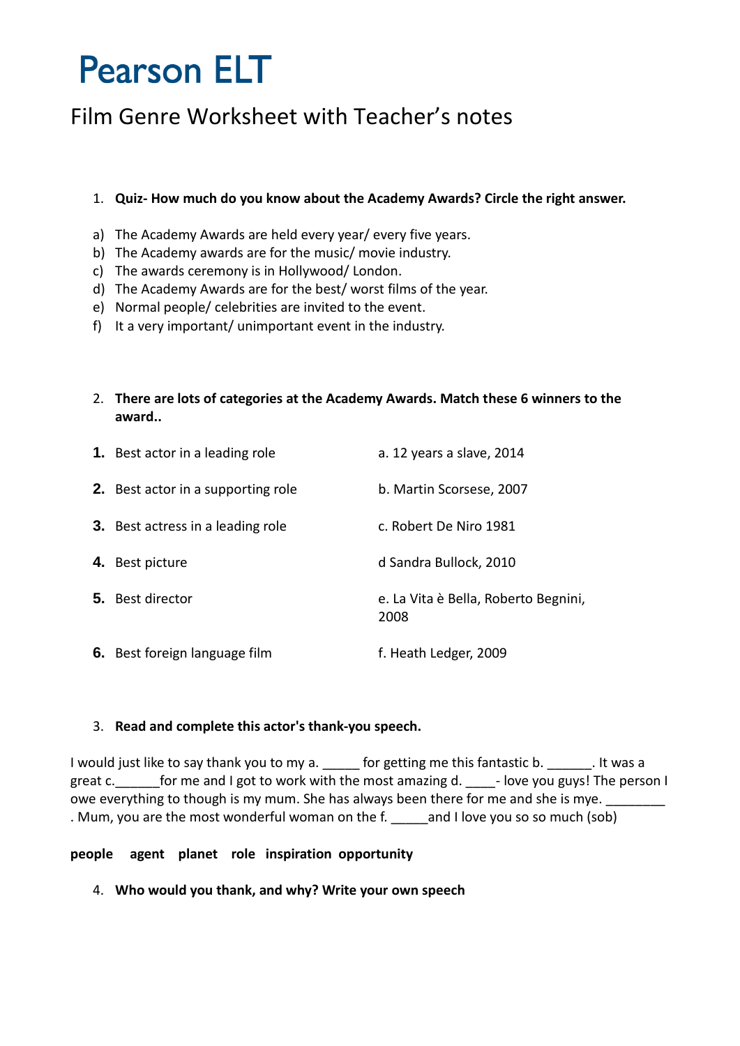# Pearson ELT

## Film Genre Worksheet with Teacher's notes

1. **Quiz- How much do you know about the Academy Awards? Circle the right answer.**

a) The Academy Awards are held every year/ every five years.
b) The Academy awards are for the music/ movie industry.
c) The awards ceremony is in Hollywood/ London.
d) The Academy Awards are for the best/ worst films of the year.
e) Normal people/ celebrities are invited to the event.
f) It a very important/ unimportant event in the industry.

2. **There are lots of categories at the Academy Awards. Match these 6 winners to the award..**

| | |
|---|---|
| **1.** Best actor in a leading role | a. 12 years a slave, 2014 |
| **2.** Best actor in a supporting role | b. Martin Scorsese, 2007 |
| **3.** Best actress in a leading role | c. Robert De Niro 1981 |
| **4.** Best picture | d Sandra Bullock, 2010 |
| **5.** Best director | e. La Vita è Bella, Roberto Begnini, 2008 |
| **6.** Best foreign language film | f. Heath Ledger, 2009 |

3. **Read and complete this actor's thank-you speech.**

I would just like to say thank you to my a. _____ for getting me this fantastic b. ______. It was a great c.______for me and I got to work with the most amazing d. ____- love you guys! The person I owe everything to though is my mum. She has always been there for me and she is mye. ________ . Mum, you are the most wonderful woman on the f. _____and I love you so so much (sob)

**people agent planet role inspiration opportunity**

4. **Who would you thank, and why? Write your own speech**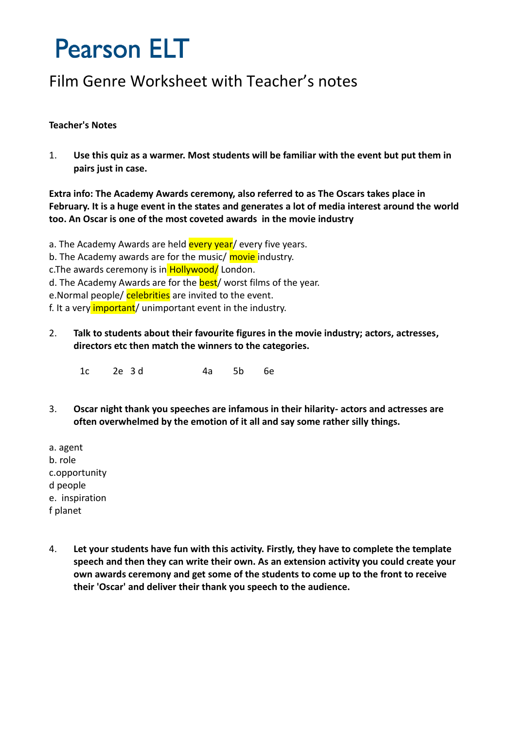# Pearson ELT

## Film Genre Worksheet with Teacher's notes

**Teacher's Notes**

1. **Use this quiz as a warmer. Most students will be familiar with the event but put them in pairs just in case.**

**Extra info: The Academy Awards ceremony, also referred to as The Oscars takes place in February. It is a huge event in the states and generates a lot of media interest around the world too. An Oscar is one of the most coveted awards in the movie industry**

a. The Academy Awards are held every year/ every five years.
b. The Academy awards are for the music/ movie industry.
c.The awards ceremony is in Hollywood/ London.
d. The Academy Awards are for the best/ worst films of the year.
e.Normal people/ celebrities are invited to the event.
f. It a very important/ unimportant event in the industry.

2. **Talk to students about their favourite figures in the movie industry; actors, actresses, directors etc then match the winners to the categories.**

   1c   2e   3 d   4a   5b   6e

3. **Oscar night thank you speeches are infamous in their hilarity- actors and actresses are often overwhelmed by the emotion of it all and say some rather silly things.**

a. agent
b. role
c.opportunity
d people
e. inspiration
f planet

4. **Let your students have fun with this activity. Firstly, they have to complete the template speech and then they can write their own. As an extension activity you could create your own awards ceremony and get some of the students to come up to the front to receive their 'Oscar' and deliver their thank you speech to the audience.**